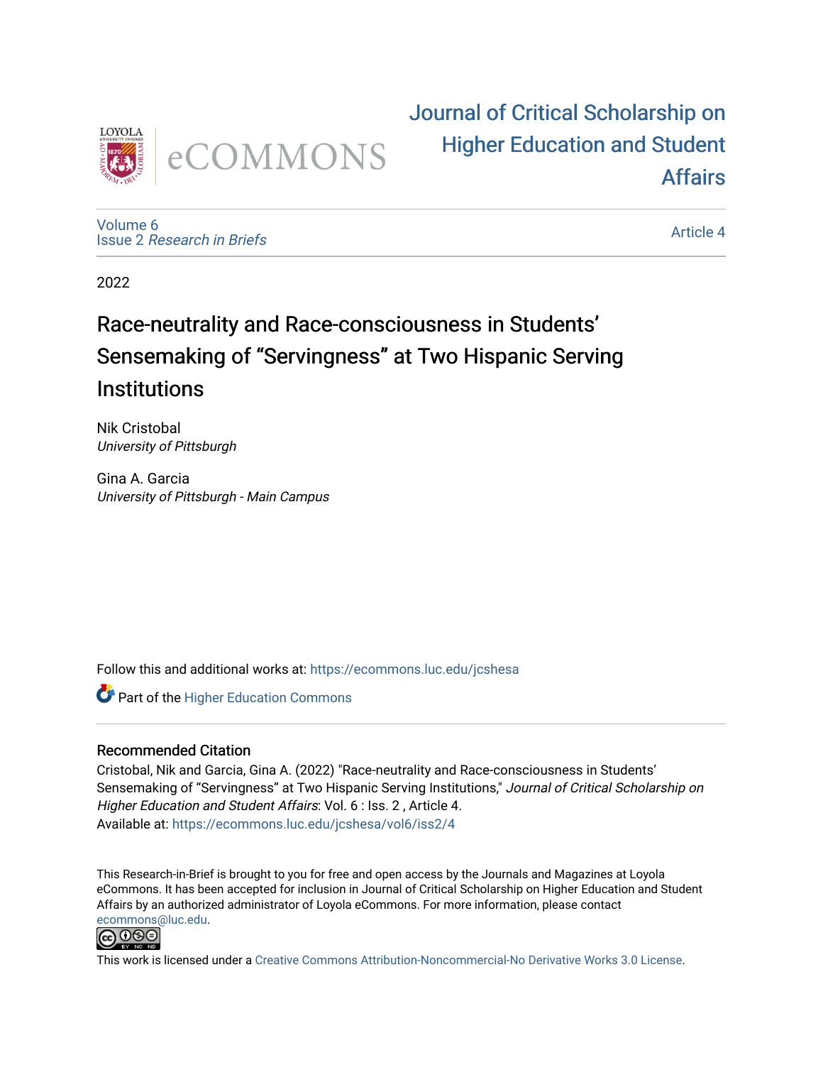Journal of Critical Scholarship on Higher Education and Student Affairs

Volume 6
Issue 2 *Research in Briefs*

Article 4

2022

# Race-neutrality and Race-consciousness in Students' Sensemaking of "Servingness" at Two Hispanic Serving Institutions

Nik Cristobal
*University of Pittsburgh*

Gina A. Garcia
*University of Pittsburgh - Main Campus*

Follow this and additional works at: https://ecommons.luc.edu/jcshesa

Part of the Higher Education Commons

### Recommended Citation

Cristobal, Nik and Garcia, Gina A. (2022) "Race-neutrality and Race-consciousness in Students' Sensemaking of "Servingness" at Two Hispanic Serving Institutions," *Journal of Critical Scholarship on Higher Education and Student Affairs*: Vol. 6 : Iss. 2 , Article 4.
Available at: https://ecommons.luc.edu/jcshesa/vol6/iss2/4

This Research-in-Brief is brought to you for free and open access by the Journals and Magazines at Loyola eCommons. It has been accepted for inclusion in Journal of Critical Scholarship on Higher Education and Student Affairs by an authorized administrator of Loyola eCommons. For more information, please contact ecommons@luc.edu.

This work is licensed under a Creative Commons Attribution-Noncommercial-No Derivative Works 3.0 License.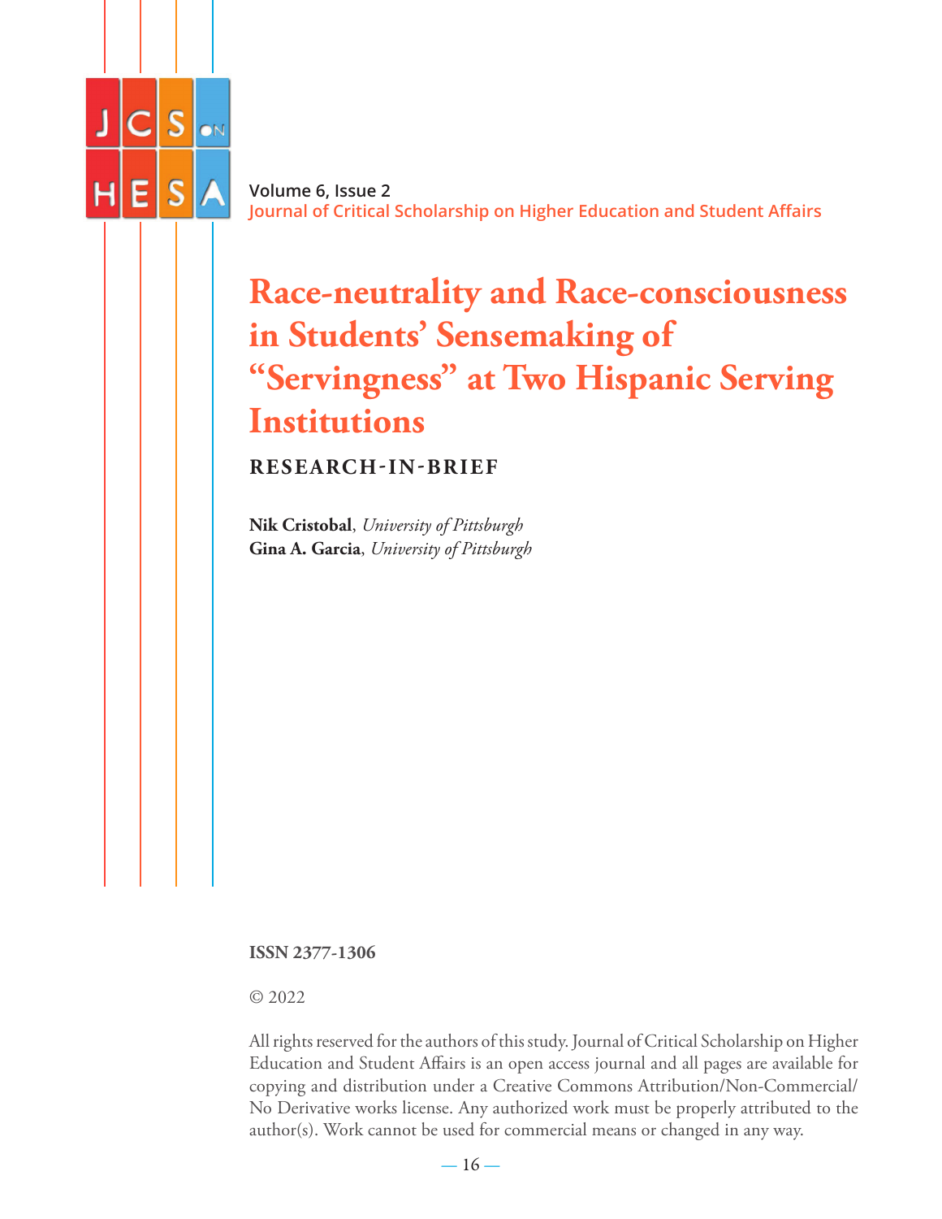# Race-neutrality and Race-consciousness in Students' Sensemaking of "Servingness" at Two Hispanic Serving Institutions

**RESEARCH-IN-BRIEF**

**Nik Cristobal**, *University of Pittsburgh*
**Gina A. Garcia**, *University of Pittsburgh*

**ISSN 2377-1306**

© 2022

All rights reserved for the authors of this study. Journal of Critical Scholarship on Higher Education and Student Affairs is an open access journal and all pages are available for copying and distribution under a Creative Commons Attribution/Non-Commercial/No Derivative works license. Any authorized work must be properly attributed to the author(s). Work cannot be used for commercial means or changed in any way.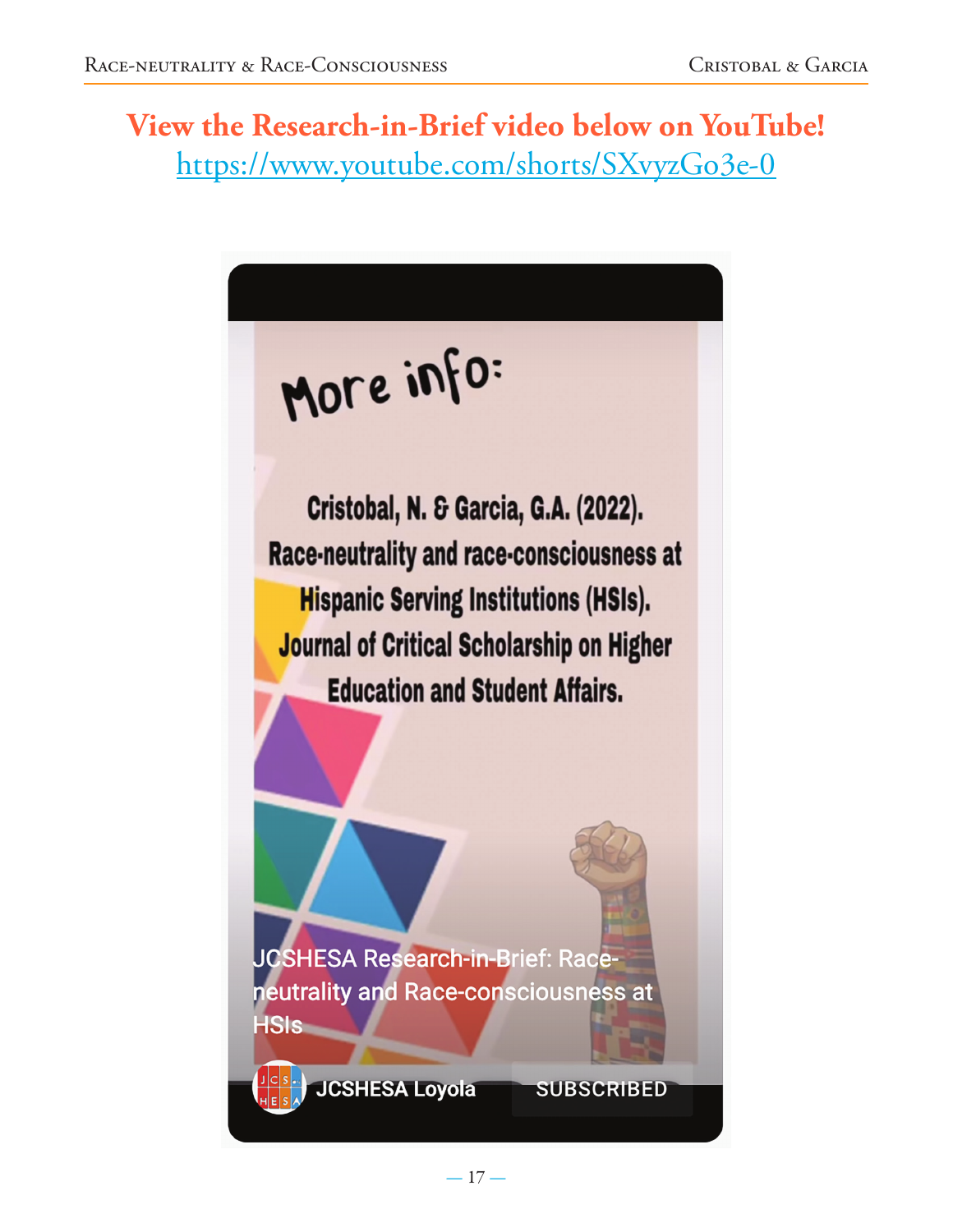**View the Research-in-Brief video below on YouTube!**

[https://www.youtube.com/shorts/SXvyzGo3e-0](https://www.youtube.com/shorts/SXvyzGo3e-0)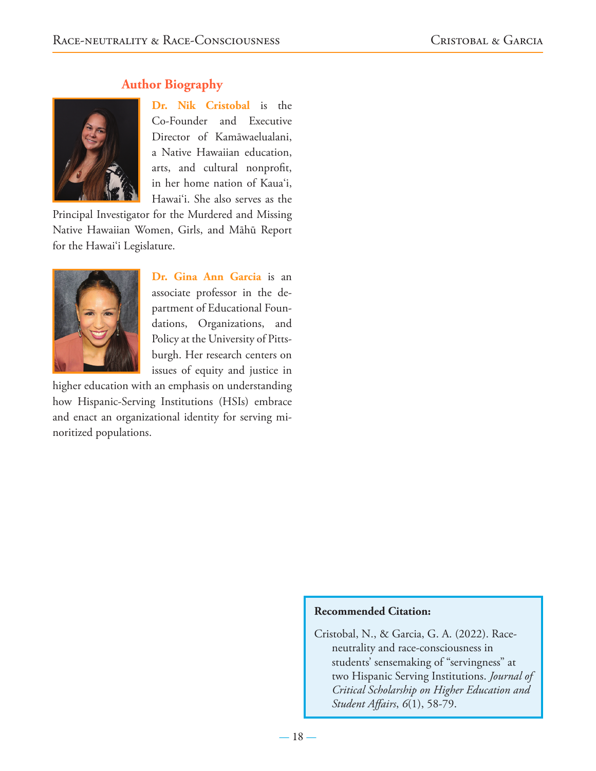## Author Biography

**Dr. Nik Cristobal** is the Co-Founder and Executive Director of Kamāwaelualani, a Native Hawaiian education, arts, and cultural nonprofit, in her home nation of Kauaʻi, Hawaiʻi. She also serves as the Principal Investigator for the Murdered and Missing Native Hawaiian Women, Girls, and Māhū Report for the Hawaiʻi Legislature.

**Dr. Gina Ann Garcia** is an associate professor in the department of Educational Foundations, Organizations, and Policy at the University of Pittsburgh. Her research centers on issues of equity and justice in higher education with an emphasis on understanding how Hispanic-Serving Institutions (HSIs) embrace and enact an organizational identity for serving minoritized populations.

**Recommended Citation:**

Cristobal, N., & Garcia, G. A. (2022). Race-neutrality and race-consciousness in students' sensemaking of "servingness" at two Hispanic Serving Institutions. *Journal of Critical Scholarship on Higher Education and Student Affairs*, *6*(1), 58-79.